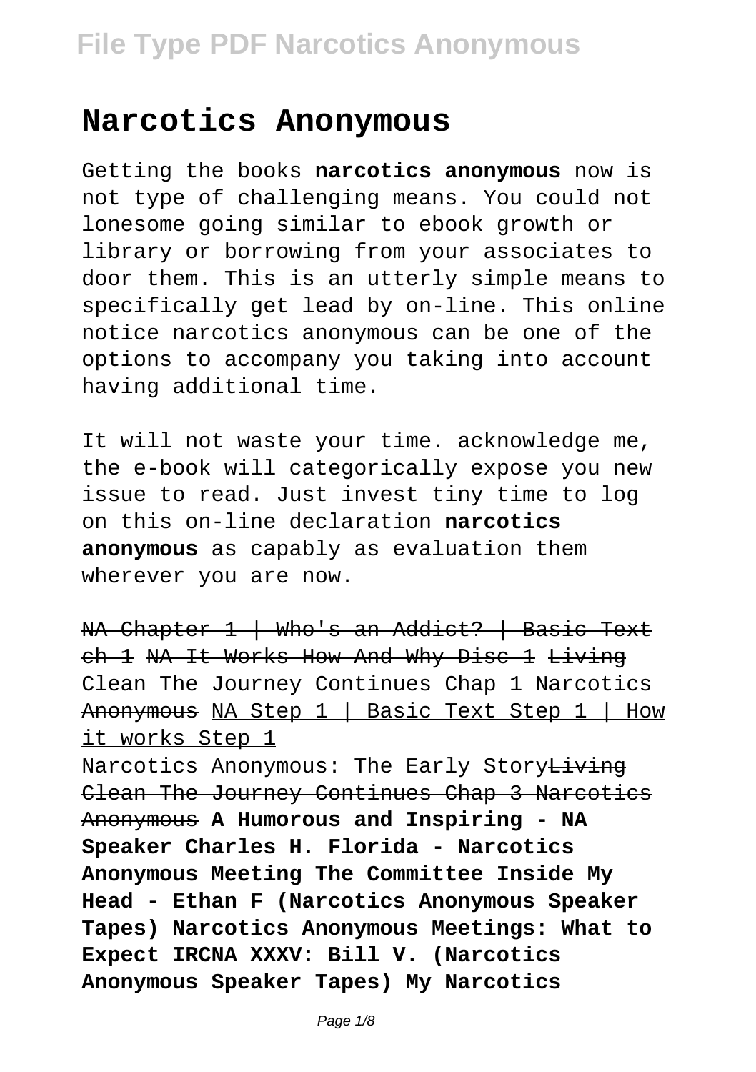# Narcotics Anonymous

Getting the books **narcotics anonymous** now is not type of challenging means. You could not lonesome going similar to ebook growth or library or borrowing from your associates to door them. This is an utterly simple means to specifically get lead by on-line. This online notice narcotics anonymous can be one of the options to accompany you taking into account having additional time.

It will not waste your time. acknowledge me, the e-book will categorically expose you new issue to read. Just invest tiny time to log on this on-line declaration **narcotics anonymous** as capably as evaluation them wherever you are now.

~~NA Chapter 1 | Who's an Addict? | Basic Text ch 1~~ ~~NA It Works How And Why Disc 1~~ ~~Living Clean The Journey Continues Chap 1 Narcotics Anonymous~~ NA Step 1 | Basic Text Step 1 | How it works Step 1

Narcotics Anonymous: The Early Story~~Living Clean The Journey Continues Chap 3 Narcotics Anonymous~~ **A Humorous and Inspiring - NA Speaker Charles H. Florida - Narcotics Anonymous Meeting The Committee Inside My Head - Ethan F (Narcotics Anonymous Speaker Tapes) Narcotics Anonymous Meetings: What to Expect IRCNA XXXV: Bill V. (Narcotics Anonymous Speaker Tapes) My Narcotics**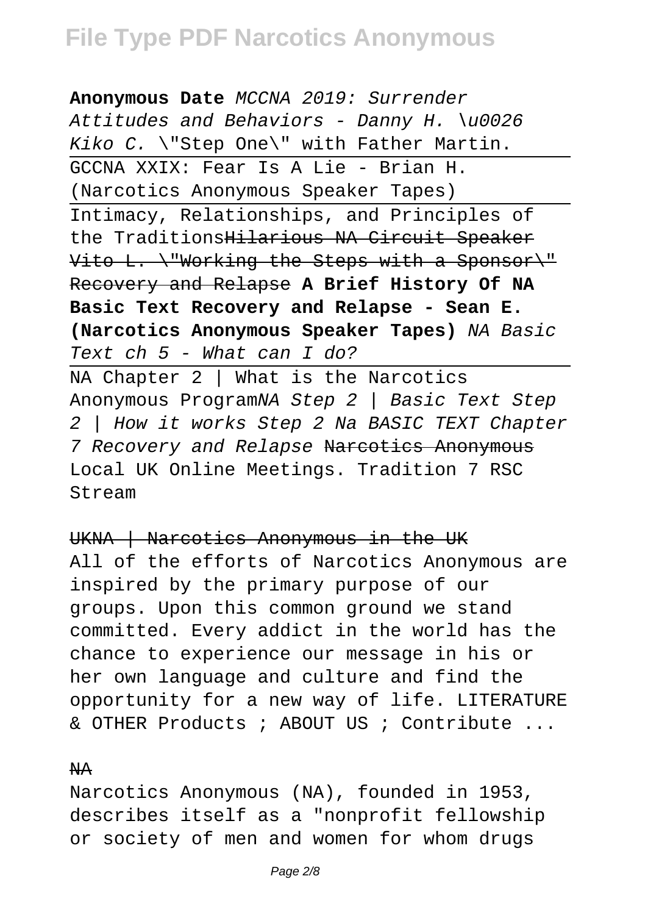**Anonymous Date** *MCCNA 2019: Surrender Attitudes and Behaviors - Danny H. \u0026 Kiko C.* \"Step One\" with Father Martin.

GCCNA XXIX: Fear Is A Lie - Brian H. (Narcotics Anonymous Speaker Tapes)

Intimacy, Relationships, and Principles of the Traditions~~Hilarious NA Circuit Speaker Vito L. \"Working the Steps with a Sponsor\" Recovery and Relapse~~ **A Brief History Of NA Basic Text Recovery and Relapse - Sean E. (Narcotics Anonymous Speaker Tapes)** *NA Basic Text ch 5 - What can I do?*

NA Chapter 2 | What is the Narcotics Anonymous Program*NA Step 2 | Basic Text Step 2 | How it works Step 2 Na BASIC TEXT Chapter 7 Recovery and Relapse* ~~Narcotics Anonymous~~ Local UK Online Meetings. Tradition 7 RSC Stream

~~UKNA | Narcotics Anonymous in the UK~~

All of the efforts of Narcotics Anonymous are inspired by the primary purpose of our groups. Upon this common ground we stand committed. Every addict in the world has the chance to experience our message in his or her own language and culture and find the opportunity for a new way of life. LITERATURE & OTHER Products ; ABOUT US ; Contribute ...

~~NA~~

Narcotics Anonymous (NA), founded in 1953, describes itself as a "nonprofit fellowship or society of men and women for whom drugs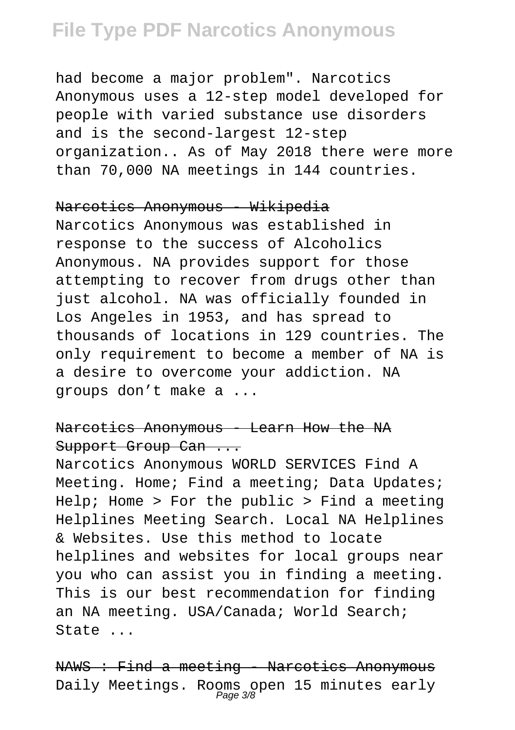had become a major problem". Narcotics Anonymous uses a 12-step model developed for people with varied substance use disorders and is the second-largest 12-step organization.. As of May 2018 there were more than 70,000 NA meetings in 144 countries.

## Narcotics Anonymous - Wikipedia

Narcotics Anonymous was established in response to the success of Alcoholics Anonymous. NA provides support for those attempting to recover from drugs other than just alcohol. NA was officially founded in Los Angeles in 1953, and has spread to thousands of locations in 129 countries. The only requirement to become a member of NA is a desire to overcome your addiction. NA groups don't make a ...

## Narcotics Anonymous - Learn How the NA Support Group Can ...

Narcotics Anonymous WORLD SERVICES Find A Meeting. Home; Find a meeting; Data Updates; Help; Home > For the public > Find a meeting Helplines Meeting Search. Local NA Helplines & Websites. Use this method to locate helplines and websites for local groups near you who can assist you in finding a meeting. This is our best recommendation for finding an NA meeting. USA/Canada; World Search; State ...

## NAWS : Find a meeting - Narcotics Anonymous

Daily Meetings. Rooms open 15 minutes early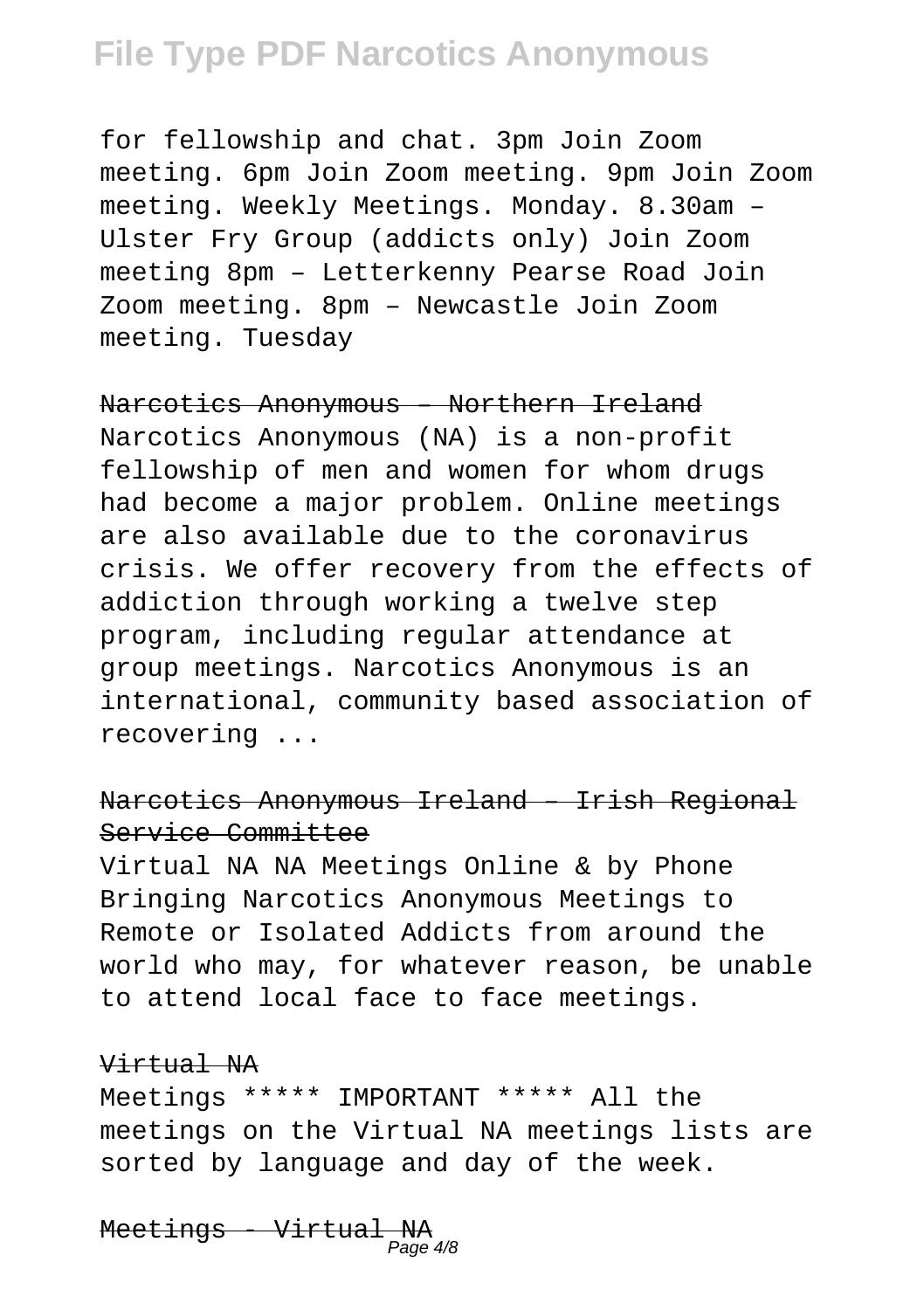for fellowship and chat. 3pm Join Zoom meeting. 6pm Join Zoom meeting. 9pm Join Zoom meeting. Weekly Meetings. Monday. 8.30am – Ulster Fry Group (addicts only) Join Zoom meeting 8pm – Letterkenny Pearse Road Join Zoom meeting. 8pm – Newcastle Join Zoom meeting. Tuesday

Narcotics Anonymous – Northern Ireland

Narcotics Anonymous (NA) is a non-profit fellowship of men and women for whom drugs had become a major problem. Online meetings are also available due to the coronavirus crisis. We offer recovery from the effects of addiction through working a twelve step program, including regular attendance at group meetings. Narcotics Anonymous is an international, community based association of recovering ...

Narcotics Anonymous Ireland – Irish Regional Service Committee

Virtual NA NA Meetings Online & by Phone Bringing Narcotics Anonymous Meetings to Remote or Isolated Addicts from around the world who may, for whatever reason, be unable to attend local face to face meetings.

Virtual NA

Meetings ***** IMPORTANT ***** All the meetings on the Virtual NA meetings lists are sorted by language and day of the week.

Meetings - Virtual NA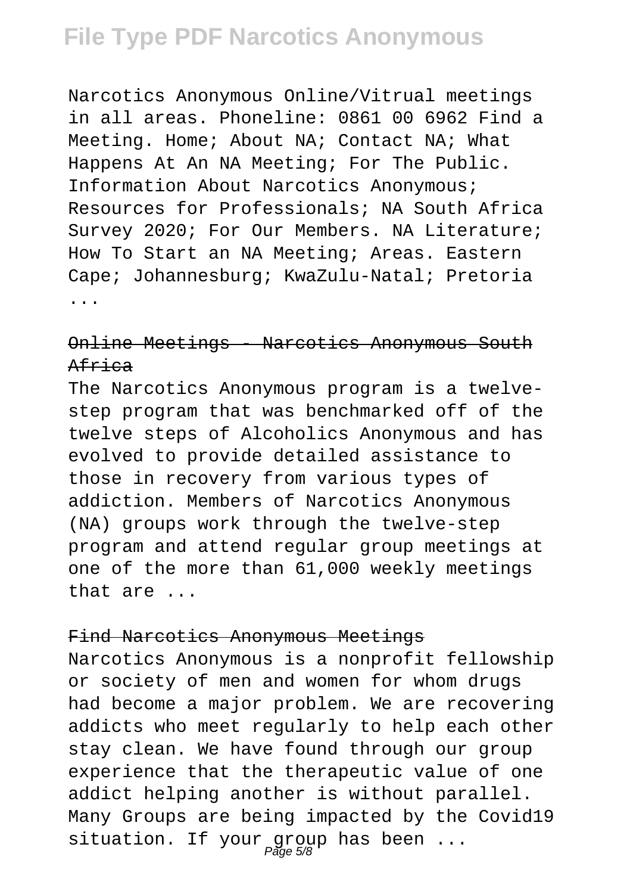Narcotics Anonymous Online/Vitrual meetings in all areas. Phoneline: 0861 00 6962 Find a Meeting. Home; About NA; Contact NA; What Happens At An NA Meeting; For The Public. Information About Narcotics Anonymous; Resources for Professionals; NA South Africa Survey 2020; For Our Members. NA Literature; How To Start an NA Meeting; Areas. Eastern Cape; Johannesburg; KwaZulu-Natal; Pretoria ...

## Online Meetings - Narcotics Anonymous South Africa

The Narcotics Anonymous program is a twelve-step program that was benchmarked off of the twelve steps of Alcoholics Anonymous and has evolved to provide detailed assistance to those in recovery from various types of addiction. Members of Narcotics Anonymous (NA) groups work through the twelve-step program and attend regular group meetings at one of the more than 61,000 weekly meetings that are ...

## Find Narcotics Anonymous Meetings

Narcotics Anonymous is a nonprofit fellowship or society of men and women for whom drugs had become a major problem. We are recovering addicts who meet regularly to help each other stay clean. We have found through our group experience that the therapeutic value of one addict helping another is without parallel. Many Groups are being impacted by the Covid19 situation. If your group has been ...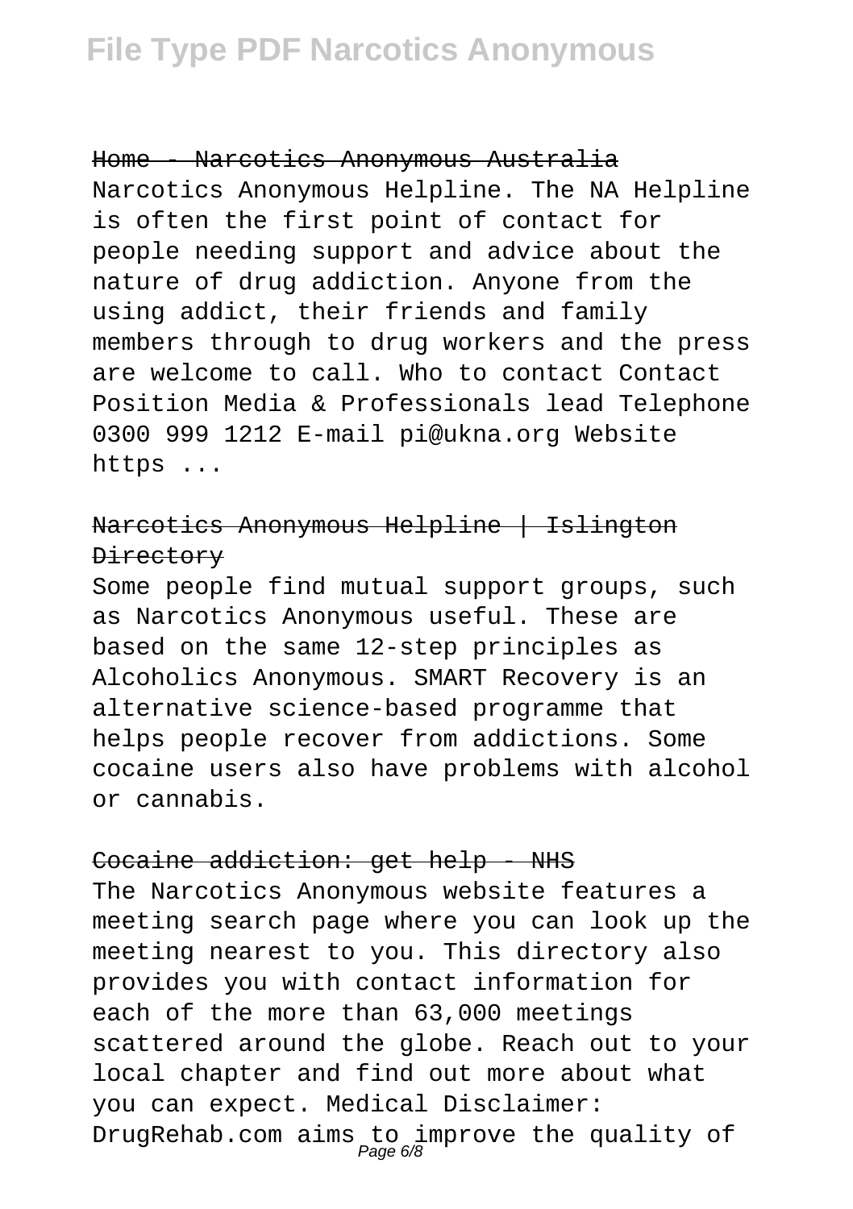Home - Narcotics Anonymous Australia

Narcotics Anonymous Helpline. The NA Helpline is often the first point of contact for people needing support and advice about the nature of drug addiction. Anyone from the using addict, their friends and family members through to drug workers and the press are welcome to call. Who to contact Contact Position Media & Professionals lead Telephone 0300 999 1212 E-mail pi@ukna.org Website https ...

Narcotics Anonymous Helpline | Islington Directory

Some people find mutual support groups, such as Narcotics Anonymous useful. These are based on the same 12-step principles as Alcoholics Anonymous. SMART Recovery is an alternative science-based programme that helps people recover from addictions. Some cocaine users also have problems with alcohol or cannabis.

Cocaine addiction: get help - NHS

The Narcotics Anonymous website features a meeting search page where you can look up the meeting nearest to you. This directory also provides you with contact information for each of the more than 63,000 meetings scattered around the globe. Reach out to your local chapter and find out more about what you can expect. Medical Disclaimer: DrugRehab.com aims to improve the quality of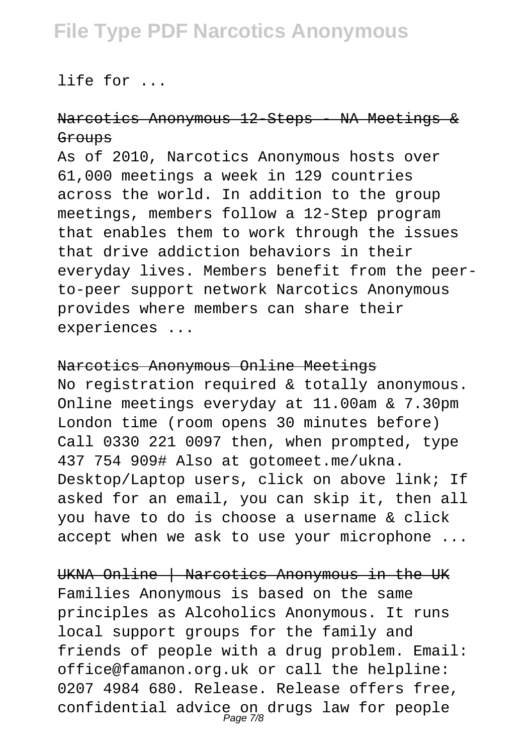life for ...

Narcotics Anonymous 12-Steps - NA Meetings & Groups

As of 2010, Narcotics Anonymous hosts over 61,000 meetings a week in 129 countries across the world. In addition to the group meetings, members follow a 12-Step program that enables them to work through the issues that drive addiction behaviors in their everyday lives. Members benefit from the peer-to-peer support network Narcotics Anonymous provides where members can share their experiences ...

Narcotics Anonymous Online Meetings

No registration required & totally anonymous. Online meetings everyday at 11.00am & 7.30pm London time (room opens 30 minutes before) Call 0330 221 0097 then, when prompted, type 437 754 909# Also at gotomeet.me/ukna. Desktop/Laptop users, click on above link; If asked for an email, you can skip it, then all you have to do is choose a username & click accept when we ask to use your microphone ...

UKNA Online | Narcotics Anonymous in the UK

Families Anonymous is based on the same principles as Alcoholics Anonymous. It runs local support groups for the family and friends of people with a drug problem. Email: office@famanon.org.uk or call the helpline: 0207 4984 680. Release. Release offers free, confidential advice on drugs law for people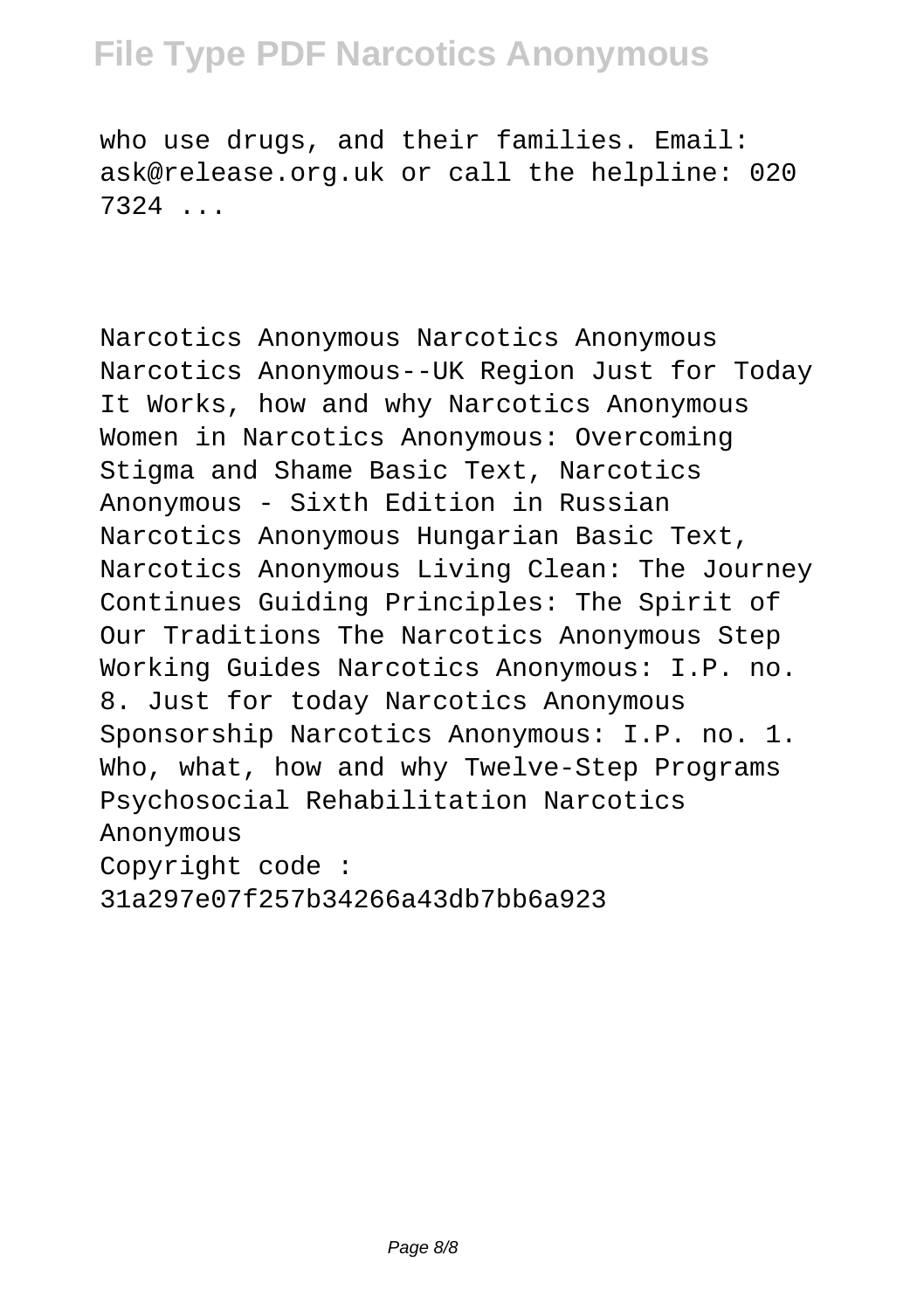who use drugs, and their families. Email: ask@release.org.uk or call the helpline: 020 7324 ...

Narcotics Anonymous Narcotics Anonymous Narcotics Anonymous--UK Region Just for Today It Works, how and why Narcotics Anonymous Women in Narcotics Anonymous: Overcoming Stigma and Shame Basic Text, Narcotics Anonymous - Sixth Edition in Russian Narcotics Anonymous Hungarian Basic Text, Narcotics Anonymous Living Clean: The Journey Continues Guiding Principles: The Spirit of Our Traditions The Narcotics Anonymous Step Working Guides Narcotics Anonymous: I.P. no. 8. Just for today Narcotics Anonymous Sponsorship Narcotics Anonymous: I.P. no. 1. Who, what, how and why Twelve-Step Programs Psychosocial Rehabilitation Narcotics Anonymous

Copyright code : 31a297e07f257b34266a43db7bb6a923